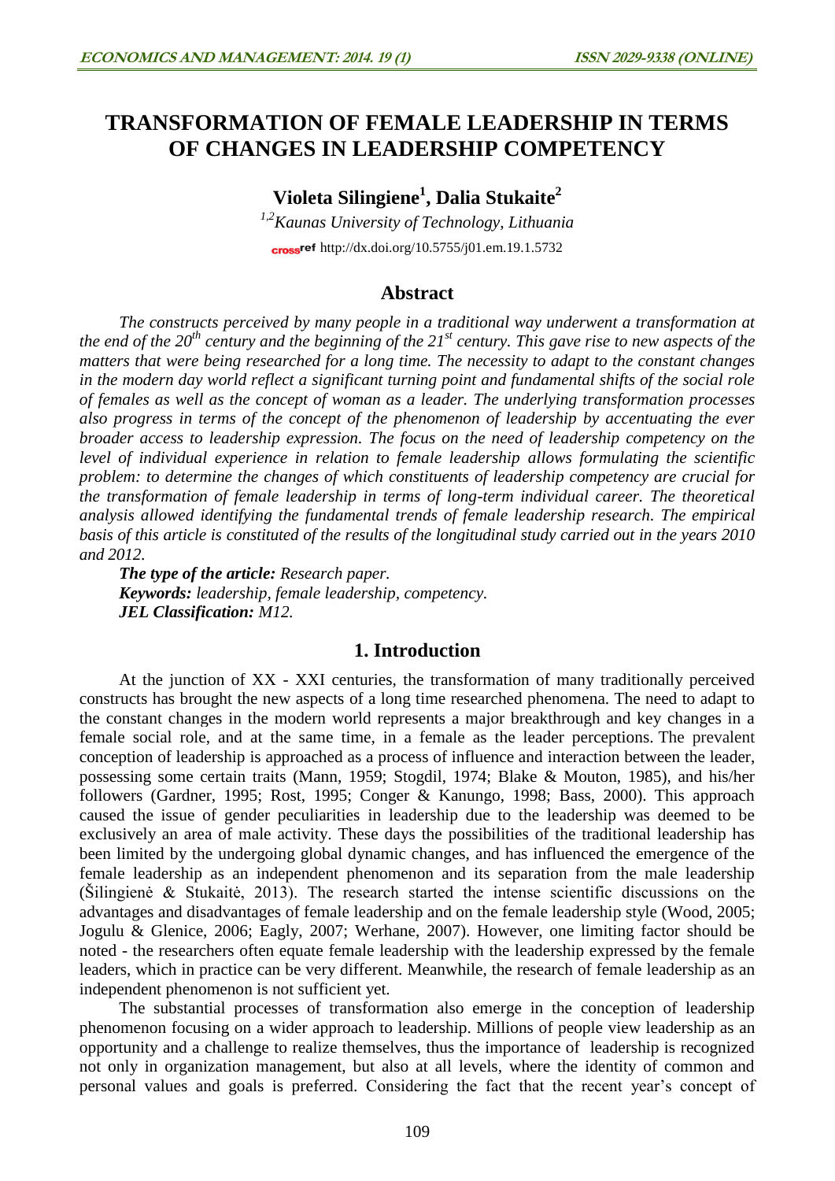# TRANSFORMATION OF FEMALE LEADERSHIP IN TERMS OF CHANGES IN LEADERSHIP COMPETENCY

**Violeta Silingiene[1], Dalia Stukaite[2]**

*[1,2]Kaunas University of Technology, Lithuania*

crossref http://dx.doi.org/10.5755/j01.em.19.1.5732

## Abstract

*The constructs perceived by many people in a traditional way underwent a transformation at the end of the 20th century and the beginning of the 21st century. This gave rise to new aspects of the matters that were being researched for a long time. The necessity to adapt to the constant changes in the modern day world reflect a significant turning point and fundamental shifts of the social role of females as well as the concept of woman as a leader. The underlying transformation processes also progress in terms of the concept of the phenomenon of leadership by accentuating the ever broader access to leadership expression. The focus on the need of leadership competency on the level of individual experience in relation to female leadership allows formulating the scientific problem: to determine the changes of which constituents of leadership competency are crucial for the transformation of female leadership in terms of long-term individual career. The theoretical analysis allowed identifying the fundamental trends of female leadership research. The empirical basis of this article is constituted of the results of the longitudinal study carried out in the years 2010 and 2012.*

***The type of the article:*** *Research paper.*

***Keywords:*** *leadership, female leadership, competency.*

***JEL Classification:*** *M12.*

## 1. Introduction

At the junction of XX - XXI centuries, the transformation of many traditionally perceived constructs has brought the new aspects of a long time researched phenomena. The need to adapt to the constant changes in the modern world represents a major breakthrough and key changes in a female social role, and at the same time, in a female as the leader perceptions. The prevalent conception of leadership is approached as a process of influence and interaction between the leader, possessing some certain traits (Mann, 1959; Stogdil, 1974; Blake & Mouton, 1985), and his/her followers (Gardner, 1995; Rost, 1995; Conger & Kanungo, 1998; Bass, 2000). This approach caused the issue of gender peculiarities in leadership due to the leadership was deemed to be exclusively an area of male activity. These days the possibilities of the traditional leadership has been limited by the undergoing global dynamic changes, and has influenced the emergence of the female leadership as an independent phenomenon and its separation from the male leadership (Šilingienė & Stukaitė, 2013). The research started the intense scientific discussions on the advantages and disadvantages of female leadership and on the female leadership style (Wood, 2005; Jogulu & Glenice, 2006; Eagly, 2007; Werhane, 2007). However, one limiting factor should be noted - the researchers often equate female leadership with the leadership expressed by the female leaders, which in practice can be very different. Meanwhile, the research of female leadership as an independent phenomenon is not sufficient yet.

The substantial processes of transformation also emerge in the conception of leadership phenomenon focusing on a wider approach to leadership. Millions of people view leadership as an opportunity and a challenge to realize themselves, thus the importance of leadership is recognized not only in organization management, but also at all levels, where the identity of common and personal values and goals is preferred. Considering the fact that the recent year's concept of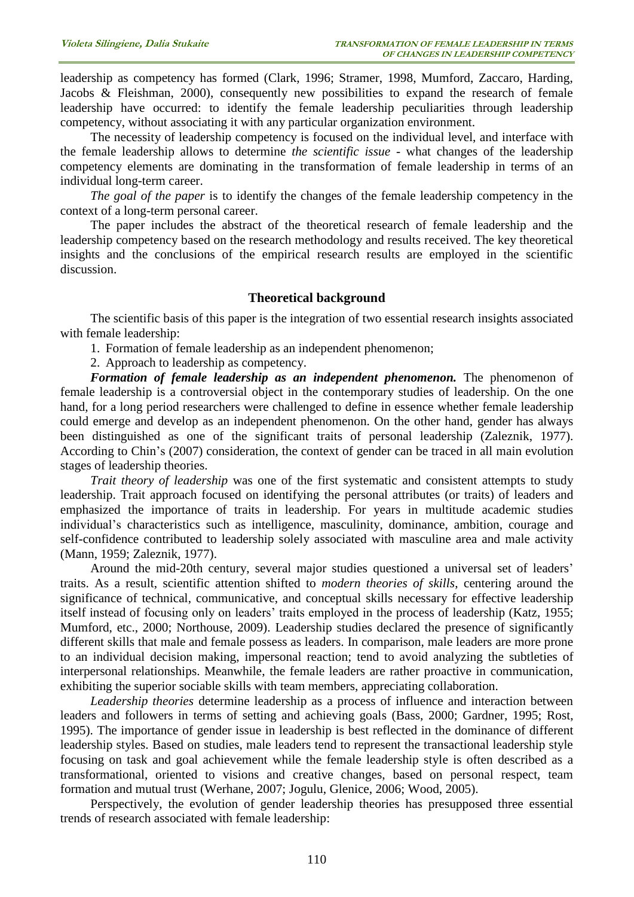leadership as competency has formed (Clark, 1996; Stramer, 1998, Mumford, Zaccaro, Harding, Jacobs & Fleishman, 2000), consequently new possibilities to expand the research of female leadership have occurred: to identify the female leadership peculiarities through leadership competency, without associating it with any particular organization environment.

The necessity of leadership competency is focused on the individual level, and interface with the female leadership allows to determine *the scientific issue* - what changes of the leadership competency elements are dominating in the transformation of female leadership in terms of an individual long-term career.

*The goal of the paper* is to identify the changes of the female leadership competency in the context of a long-term personal career.

The paper includes the abstract of the theoretical research of female leadership and the leadership competency based on the research methodology and results received. The key theoretical insights and the conclusions of the empirical research results are employed in the scientific discussion.

## Theoretical background

The scientific basis of this paper is the integration of two essential research insights associated with female leadership:

1. Formation of female leadership as an independent phenomenon;
2. Approach to leadership as competency.

***Formation of female leadership as an independent phenomenon.*** The phenomenon of female leadership is a controversial object in the contemporary studies of leadership. On the one hand, for a long period researchers were challenged to define in essence whether female leadership could emerge and develop as an independent phenomenon. On the other hand, gender has always been distinguished as one of the significant traits of personal leadership (Zaleznik, 1977). According to Chin's (2007) consideration, the context of gender can be traced in all main evolution stages of leadership theories.

*Trait theory of leadership* was one of the first systematic and consistent attempts to study leadership. Trait approach focused on identifying the personal attributes (or traits) of leaders and emphasized the importance of traits in leadership. For years in multitude academic studies individual's characteristics such as intelligence, masculinity, dominance, ambition, courage and self-confidence contributed to leadership solely associated with masculine area and male activity (Mann, 1959; Zaleznik, 1977).

Around the mid-20th century, several major studies questioned a universal set of leaders' traits. As a result, scientific attention shifted to *modern theories of skills*, centering around the significance of technical, communicative, and conceptual skills necessary for effective leadership itself instead of focusing only on leaders' traits employed in the process of leadership (Katz, 1955; Mumford, etc., 2000; Northouse, 2009). Leadership studies declared the presence of significantly different skills that male and female possess as leaders. In comparison, male leaders are more prone to an individual decision making, impersonal reaction; tend to avoid analyzing the subtleties of interpersonal relationships. Meanwhile, the female leaders are rather proactive in communication, exhibiting the superior sociable skills with team members, appreciating collaboration.

*Leadership theories* determine leadership as a process of influence and interaction between leaders and followers in terms of setting and achieving goals (Bass, 2000; Gardner, 1995; Rost, 1995). The importance of gender issue in leadership is best reflected in the dominance of different leadership styles. Based on studies, male leaders tend to represent the transactional leadership style focusing on task and goal achievement while the female leadership style is often described as a transformational, oriented to visions and creative changes, based on personal respect, team formation and mutual trust (Werhane, 2007; Jogulu, Glenice, 2006; Wood, 2005).

Perspectively, the evolution of gender leadership theories has presupposed three essential trends of research associated with female leadership: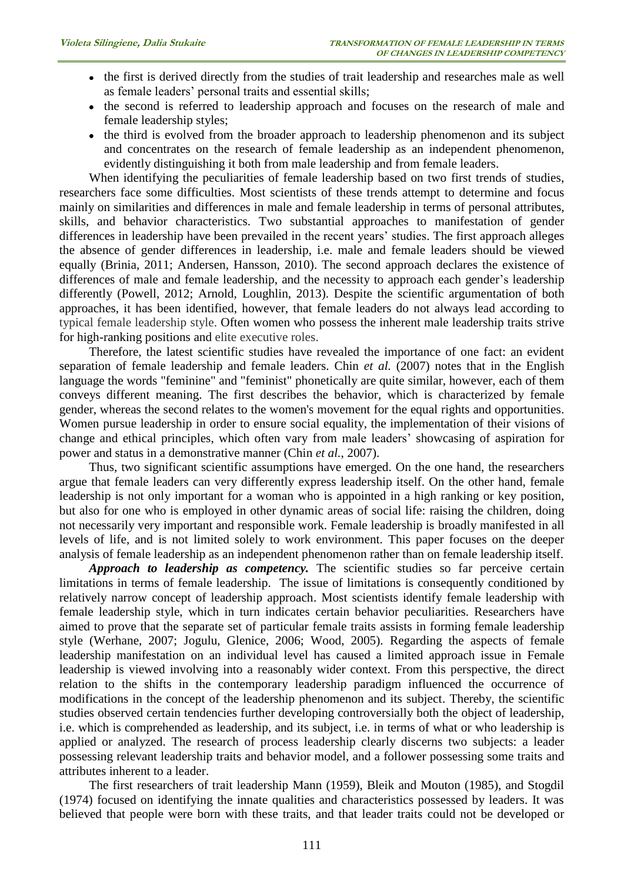- the first is derived directly from the studies of trait leadership and researches male as well as female leaders' personal traits and essential skills;
- the second is referred to leadership approach and focuses on the research of male and female leadership styles;
- the third is evolved from the broader approach to leadership phenomenon and its subject and concentrates on the research of female leadership as an independent phenomenon, evidently distinguishing it both from male leadership and from female leaders.

When identifying the peculiarities of female leadership based on two first trends of studies, researchers face some difficulties. Most scientists of these trends attempt to determine and focus mainly on similarities and differences in male and female leadership in terms of personal attributes, skills, and behavior characteristics. Two substantial approaches to manifestation of gender differences in leadership have been prevailed in the recent years' studies. The first approach alleges the absence of gender differences in leadership, i.e. male and female leaders should be viewed equally (Brinia, 2011; Andersen, Hansson, 2010). The second approach declares the existence of differences of male and female leadership, and the necessity to approach each gender's leadership differently (Powell, 2012; Arnold, Loughlin, 2013). Despite the scientific argumentation of both approaches, it has been identified, however, that female leaders do not always lead according to typical female leadership style. Often women who possess the inherent male leadership traits strive for high-ranking positions and elite executive roles.

Therefore, the latest scientific studies have revealed the importance of one fact: an evident separation of female leadership and female leaders. Chin *et al.* (2007) notes that in the English language the words "feminine" and "feminist" phonetically are quite similar, however, each of them conveys different meaning. The first describes the behavior, which is characterized by female gender, whereas the second relates to the women's movement for the equal rights and opportunities. Women pursue leadership in order to ensure social equality, the implementation of their visions of change and ethical principles, which often vary from male leaders' showcasing of aspiration for power and status in a demonstrative manner (Chin *et al.*, 2007).

Thus, two significant scientific assumptions have emerged. On the one hand, the researchers argue that female leaders can very differently express leadership itself. On the other hand, female leadership is not only important for a woman who is appointed in a high ranking or key position, but also for one who is employed in other dynamic areas of social life: raising the children, doing not necessarily very important and responsible work. Female leadership is broadly manifested in all levels of life, and is not limited solely to work environment. This paper focuses on the deeper analysis of female leadership as an independent phenomenon rather than on female leadership itself.

***Approach to leadership as competency.*** The scientific studies so far perceive certain limitations in terms of female leadership. The issue of limitations is consequently conditioned by relatively narrow concept of leadership approach. Most scientists identify female leadership with female leadership style, which in turn indicates certain behavior peculiarities. Researchers have aimed to prove that the separate set of particular female traits assists in forming female leadership style (Werhane, 2007; Jogulu, Glenice, 2006; Wood, 2005). Regarding the aspects of female leadership manifestation on an individual level has caused a limited approach issue in Female leadership is viewed involving into a reasonably wider context. From this perspective, the direct relation to the shifts in the contemporary leadership paradigm influenced the occurrence of modifications in the concept of the leadership phenomenon and its subject. Thereby, the scientific studies observed certain tendencies further developing controversially both the object of leadership, i.e. which is comprehended as leadership, and its subject, i.e. in terms of what or who leadership is applied or analyzed. The research of process leadership clearly discerns two subjects: a leader possessing relevant leadership traits and behavior model, and a follower possessing some traits and attributes inherent to a leader.

The first researchers of trait leadership Mann (1959), Bleik and Mouton (1985), and Stogdil (1974) focused on identifying the innate qualities and characteristics possessed by leaders. It was believed that people were born with these traits, and that leader traits could not be developed or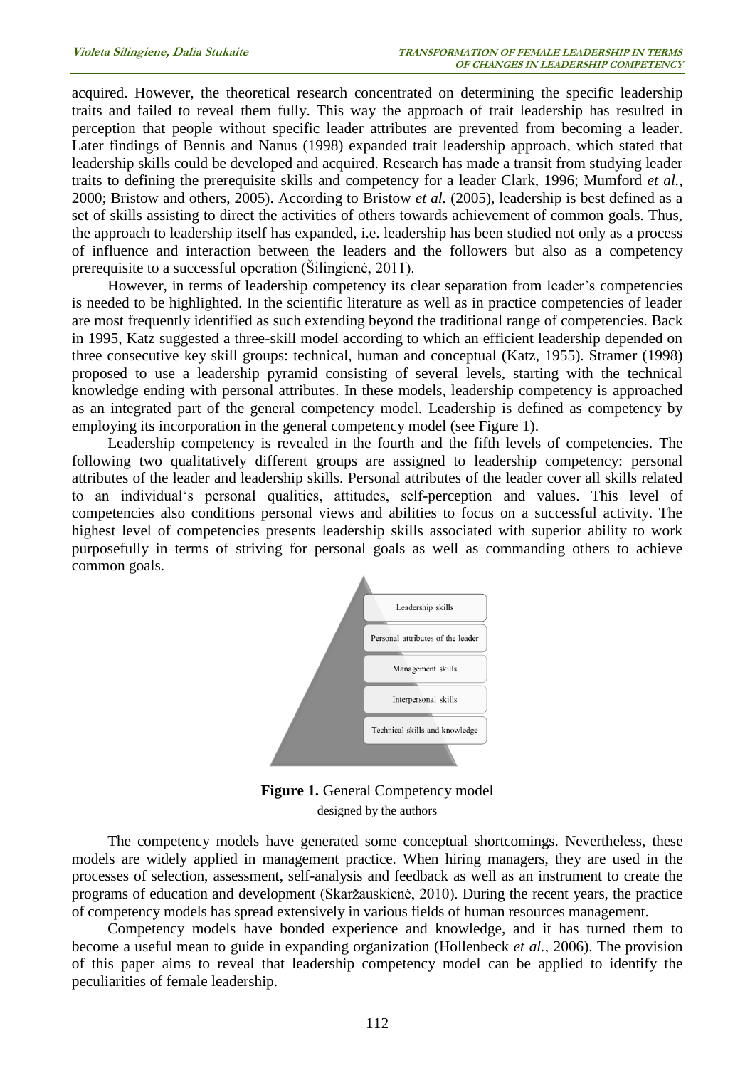acquired. However, the theoretical research concentrated on determining the specific leadership traits and failed to reveal them fully. This way the approach of trait leadership has resulted in perception that people without specific leader attributes are prevented from becoming a leader. Later findings of Bennis and Nanus (1998) expanded trait leadership approach, which stated that leadership skills could be developed and acquired. Research has made a transit from studying leader traits to defining the prerequisite skills and competency for a leader Clark, 1996; Mumford *et al.*, 2000; Bristow and others, 2005). According to Bristow *et al.* (2005), leadership is best defined as a set of skills assisting to direct the activities of others towards achievement of common goals. Thus, the approach to leadership itself has expanded, i.e. leadership has been studied not only as a process of influence and interaction between the leaders and the followers but also as a competency prerequisite to a successful operation (Šilingienė, 2011).

However, in terms of leadership competency its clear separation from leader's competencies is needed to be highlighted. In the scientific literature as well as in practice competencies of leader are most frequently identified as such extending beyond the traditional range of competencies. Back in 1995, Katz suggested a three-skill model according to which an efficient leadership depended on three consecutive key skill groups: technical, human and conceptual (Katz, 1955). Stramer (1998) proposed to use a leadership pyramid consisting of several levels, starting with the technical knowledge ending with personal attributes. In these models, leadership competency is approached as an integrated part of the general competency model. Leadership is defined as competency by employing its incorporation in the general competency model (see Figure 1).

Leadership competency is revealed in the fourth and the fifth levels of competencies. The following two qualitatively different groups are assigned to leadership competency: personal attributes of the leader and leadership skills. Personal attributes of the leader cover all skills related to an individual's personal qualities, attitudes, self-perception and values. This level of competencies also conditions personal views and abilities to focus on a successful activity. The highest level of competencies presents leadership skills associated with superior ability to work purposefully in terms of striving for personal goals as well as commanding others to achieve common goals.

Leadership skills

Personal attributes of the leader

Management skills

Interpersonal skills

Technical skills and knowledge

**Figure 1.** General Competency model
designed by the authors

The competency models have generated some conceptual shortcomings. Nevertheless, these models are widely applied in management practice. When hiring managers, they are used in the processes of selection, assessment, self-analysis and feedback as well as an instrument to create the programs of education and development (Skaržauskienė, 2010). During the recent years, the practice of competency models has spread extensively in various fields of human resources management.

Competency models have bonded experience and knowledge, and it has turned them to become a useful mean to guide in expanding organization (Hollenbeck *et al.*, 2006). The provision of this paper aims to reveal that leadership competency model can be applied to identify the peculiarities of female leadership.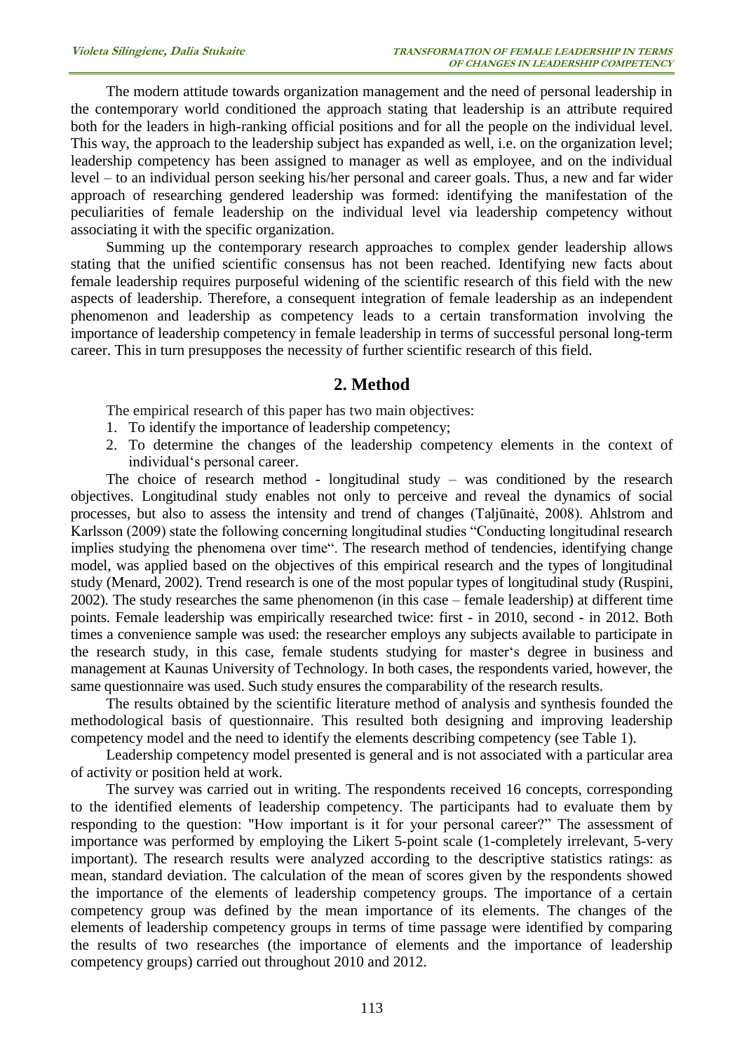The modern attitude towards organization management and the need of personal leadership in the contemporary world conditioned the approach stating that leadership is an attribute required both for the leaders in high-ranking official positions and for all the people on the individual level. This way, the approach to the leadership subject has expanded as well, i.e. on the organization level; leadership competency has been assigned to manager as well as employee, and on the individual level – to an individual person seeking his/her personal and career goals. Thus, a new and far wider approach of researching gendered leadership was formed: identifying the manifestation of the peculiarities of female leadership on the individual level via leadership competency without associating it with the specific organization.

Summing up the contemporary research approaches to complex gender leadership allows stating that the unified scientific consensus has not been reached. Identifying new facts about female leadership requires purposeful widening of the scientific research of this field with the new aspects of leadership. Therefore, a consequent integration of female leadership as an independent phenomenon and leadership as competency leads to a certain transformation involving the importance of leadership competency in female leadership in terms of successful personal long-term career. This in turn presupposes the necessity of further scientific research of this field.

## 2. Method

The empirical research of this paper has two main objectives:

1. To identify the importance of leadership competency;
2. To determine the changes of the leadership competency elements in the context of individual‘s personal career.

The choice of research method - longitudinal study – was conditioned by the research objectives. Longitudinal study enables not only to perceive and reveal the dynamics of social processes, but also to assess the intensity and trend of changes (Taljūnaitė, 2008). Ahlstrom and Karlsson (2009) state the following concerning longitudinal studies "Conducting longitudinal research implies studying the phenomena over time". The research method of tendencies, identifying change model, was applied based on the objectives of this empirical research and the types of longitudinal study (Menard, 2002). Trend research is one of the most popular types of longitudinal study (Ruspini, 2002). The study researches the same phenomenon (in this case – female leadership) at different time points. Female leadership was empirically researched twice: first - in 2010, second - in 2012. Both times a convenience sample was used: the researcher employs any subjects available to participate in the research study, in this case, female students studying for master‘s degree in business and management at Kaunas University of Technology. In both cases, the respondents varied, however, the same questionnaire was used. Such study ensures the comparability of the research results.

The results obtained by the scientific literature method of analysis and synthesis founded the methodological basis of questionnaire. This resulted both designing and improving leadership competency model and the need to identify the elements describing competency (see Table 1).

Leadership competency model presented is general and is not associated with a particular area of activity or position held at work.

The survey was carried out in writing. The respondents received 16 concepts, corresponding to the identified elements of leadership competency. The participants had to evaluate them by responding to the question: "How important is it for your personal career?" The assessment of importance was performed by employing the Likert 5-point scale (1-completely irrelevant, 5-very important). The research results were analyzed according to the descriptive statistics ratings: as mean, standard deviation. The calculation of the mean of scores given by the respondents showed the importance of the elements of leadership competency groups. The importance of a certain competency group was defined by the mean importance of its elements. The changes of the elements of leadership competency groups in terms of time passage were identified by comparing the results of two researches (the importance of elements and the importance of leadership competency groups) carried out throughout 2010 and 2012.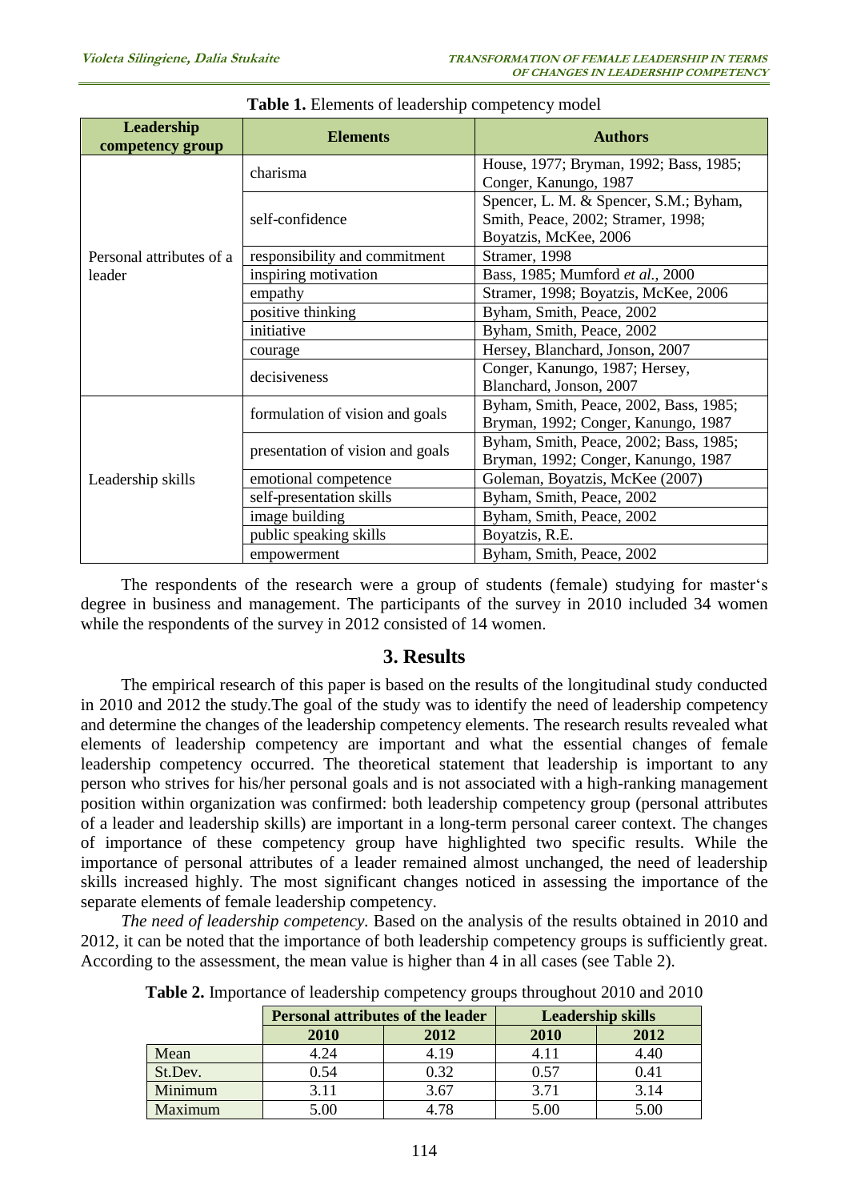**Table 1.** Elements of leadership competency model

| Leadership competency group | Elements | Authors |
|---|---|---|
| Personal attributes of a leader | charisma | House, 1977; Bryman, 1992; Bass, 1985; Conger, Kanungo, 1987 |
| | self-confidence | Spencer, L. M. & Spencer, S.M.; Byham, Smith, Peace, 2002; Stramer, 1998; Boyatzis, McKee, 2006 |
| | responsibility and commitment | Stramer, 1998 |
| | inspiring motivation | Bass, 1985; Mumford *et al.*, 2000 |
| | empathy | Stramer, 1998; Boyatzis, McKee, 2006 |
| | positive thinking | Byham, Smith, Peace, 2002 |
| | initiative | Byham, Smith, Peace, 2002 |
| | courage | Hersey, Blanchard, Jonson, 2007 |
| | decisiveness | Conger, Kanungo, 1987; Hersey, Blanchard, Jonson, 2007 |
| Leadership skills | formulation of vision and goals | Byham, Smith, Peace, 2002, Bass, 1985; Bryman, 1992; Conger, Kanungo, 1987 |
| | presentation of vision and goals | Byham, Smith, Peace, 2002; Bass, 1985; Bryman, 1992; Conger, Kanungo, 1987 |
| | emotional competence | Goleman, Boyatzis, McKee (2007) |
| | self-presentation skills | Byham, Smith, Peace, 2002 |
| | image building | Byham, Smith, Peace, 2002 |
| | public speaking skills | Boyatzis, R.E. |
| | empowerment | Byham, Smith, Peace, 2002 |

The respondents of the research were a group of students (female) studying for master‘s degree in business and management. The participants of the survey in 2010 included 34 women while the respondents of the survey in 2012 consisted of 14 women.

## 3. Results

The empirical research of this paper is based on the results of the longitudinal study conducted in 2010 and 2012 the study.The goal of the study was to identify the need of leadership competency and determine the changes of the leadership competency elements. The research results revealed what elements of leadership competency are important and what the essential changes of female leadership competency occurred. The theoretical statement that leadership is important to any person who strives for his/her personal goals and is not associated with a high-ranking management position within organization was confirmed: both leadership competency group (personal attributes of a leader and leadership skills) are important in a long-term personal career context. The changes of importance of these competency group have highlighted two specific results. While the importance of personal attributes of a leader remained almost unchanged, the need of leadership skills increased highly. The most significant changes noticed in assessing the importance of the separate elements of female leadership competency.

*The need of leadership competency.* Based on the analysis of the results obtained in 2010 and 2012, it can be noted that the importance of both leadership competency groups is sufficiently great. According to the assessment, the mean value is higher than 4 in all cases (see Table 2).

**Table 2.** Importance of leadership competency groups throughout 2010 and 2010

| | Personal attributes of the leader | | Leadership skills | |
|---|---|---|---|---|
| | 2010 | 2012 | 2010 | 2012 |
| Mean | 4.24 | 4.19 | 4.11 | 4.40 |
| St.Dev. | 0.54 | 0.32 | 0.57 | 0.41 |
| Minimum | 3.11 | 3.67 | 3.71 | 3.14 |
| Maximum | 5.00 | 4.78 | 5.00 | 5.00 |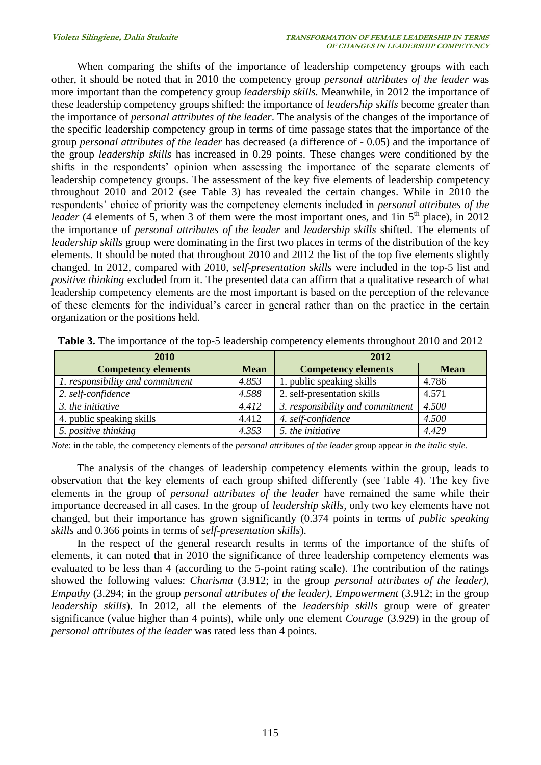When comparing the shifts of the importance of leadership competency groups with each other, it should be noted that in 2010 the competency group *personal attributes of the leader* was more important than the competency group *leadership skills.* Meanwhile, in 2012 the importance of these leadership competency groups shifted: the importance of *leadership skills* become greater than the importance of *personal attributes of the leader*. The analysis of the changes of the importance of the specific leadership competency group in terms of time passage states that the importance of the group *personal attributes of the leader* has decreased (a difference of - 0.05) and the importance of the group *leadership skills* has increased in 0.29 points. These changes were conditioned by the shifts in the respondents' opinion when assessing the importance of the separate elements of leadership competency groups. The assessment of the key five elements of leadership competency throughout 2010 and 2012 (see Table 3) has revealed the certain changes. While in 2010 the respondents' choice of priority was the competency elements included in *personal attributes of the leader* (4 elements of 5, when 3 of them were the most important ones, and 1in 5th place), in 2012 the importance of *personal attributes of the leader* and *leadership skills* shifted. The elements of *leadership skills* group were dominating in the first two places in terms of the distribution of the key elements. It should be noted that throughout 2010 and 2012 the list of the top five elements slightly changed. In 2012, compared with 2010, *self-presentation skills* were included in the top-5 list and *positive thinking* excluded from it. The presented data can affirm that a qualitative research of what leadership competency elements are the most important is based on the perception of the relevance of these elements for the individual's career in general rather than on the practice in the certain organization or the positions held.

**Table 3.** The importance of the top-5 leadership competency elements throughout 2010 and 2012

| 2010 | | 2012 | |
|---|---|---|---|
| **Competency elements** | **Mean** | **Competency elements** | **Mean** |
| *1. responsibility and commitment* | *4.853* | 1. public speaking skills | 4.786 |
| *2. self-confidence* | *4.588* | 2. self-presentation skills | 4.571 |
| *3. the initiative* | *4.412* | *3. responsibility and commitment* | *4.500* |
| 4. public speaking skills | 4.412 | *4. self-confidence* | *4.500* |
| *5. positive thinking* | *4.353* | *5. the initiative* | *4.429* |

*Note*: in the table, the competency elements of the *personal attributes of the leader* group appear *in the italic style.*

The analysis of the changes of leadership competency elements within the group, leads to observation that the key elements of each group shifted differently (see Table 4). The key five elements in the group of *personal attributes of the leader* have remained the same while their importance decreased in all cases. In the group of *leadership skills*, only two key elements have not changed, but their importance has grown significantly (0.374 points in terms of *public speaking skills* and 0.366 points in terms of *self-presentation skills*).

In the respect of the general research results in terms of the importance of the shifts of elements, it can noted that in 2010 the significance of three leadership competency elements was evaluated to be less than 4 (according to the 5-point rating scale). The contribution of the ratings showed the following values: *Charisma* (3.912; in the group *personal attributes of the leader)*, *Empathy* (3.294; in the group *personal attributes of the leader)*, *Empowerment* (3.912; in the group *leadership skills*). In 2012, all the elements of the *leadership skills* group were of greater significance (value higher than 4 points), while only one element *Courage* (3.929) in the group of *personal attributes of the leader* was rated less than 4 points.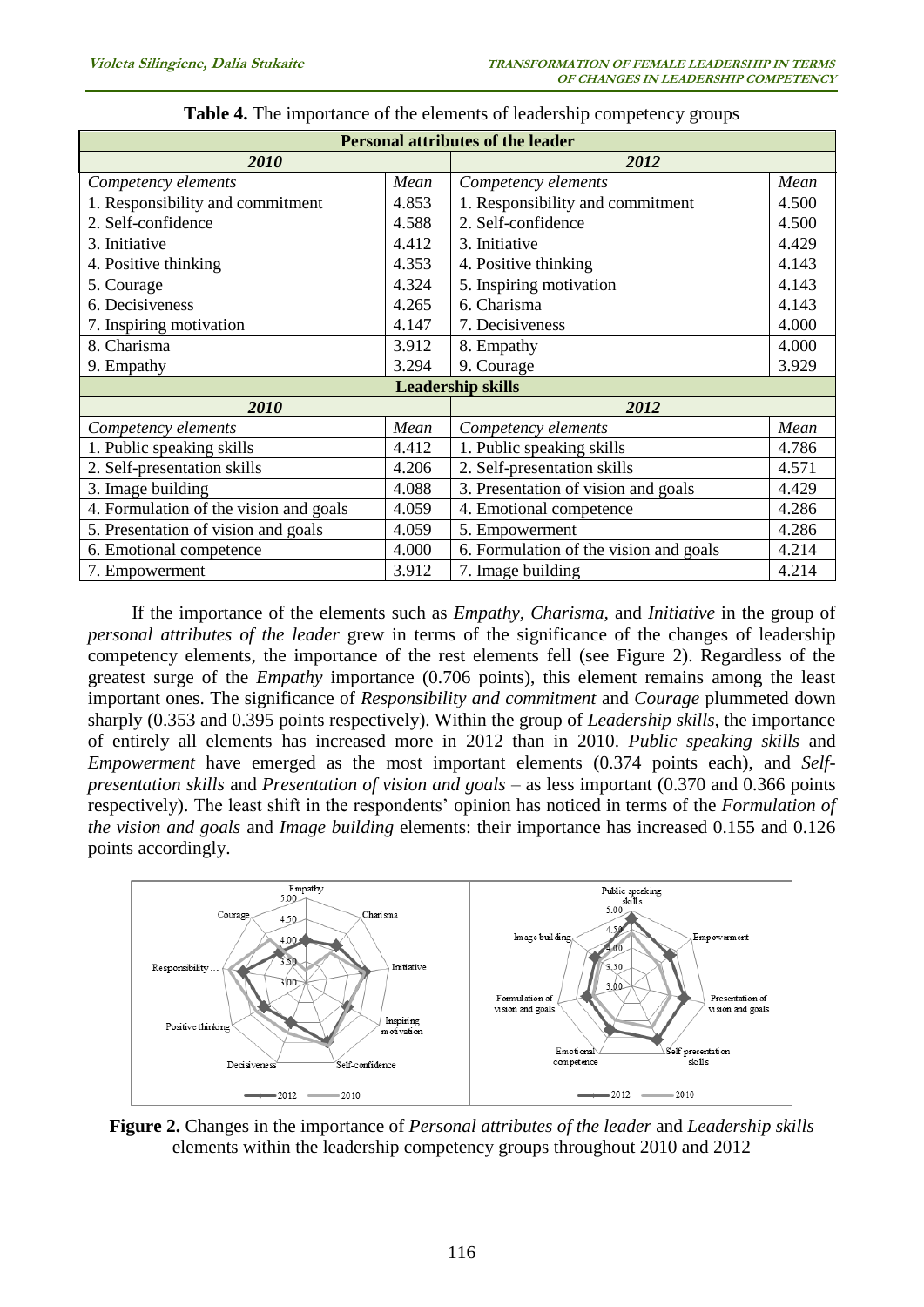**Table 4.** The importance of the elements of leadership competency groups

| **Personal attributes of the leader** | | | |
|---|---|---|---|
| ***2010*** | | ***2012*** | |
| *Competency elements* | *Mean* | *Competency elements* | *Mean* |
| 1. Responsibility and commitment | 4.853 | 1. Responsibility and commitment | 4.500 |
| 2. Self-confidence | 4.588 | 2. Self-confidence | 4.500 |
| 3. Initiative | 4.412 | 3. Initiative | 4.429 |
| 4. Positive thinking | 4.353 | 4. Positive thinking | 4.143 |
| 5. Courage | 4.324 | 5. Inspiring motivation | 4.143 |
| 6. Decisiveness | 4.265 | 6. Charisma | 4.143 |
| 7. Inspiring motivation | 4.147 | 7. Decisiveness | 4.000 |
| 8. Charisma | 3.912 | 8. Empathy | 4.000 |
| 9. Empathy | 3.294 | 9. Courage | 3.929 |
| **Leadership skills** | | | |
| ***2010*** | | ***2012*** | |
| *Competency elements* | *Mean* | *Competency elements* | *Mean* |
| 1. Public speaking skills | 4.412 | 1. Public speaking skills | 4.786 |
| 2. Self-presentation skills | 4.206 | 2. Self-presentation skills | 4.571 |
| 3. Image building | 4.088 | 3. Presentation of vision and goals | 4.429 |
| 4. Formulation of the vision and goals | 4.059 | 4. Emotional competence | 4.286 |
| 5. Presentation of vision and goals | 4.059 | 5. Empowerment | 4.286 |
| 6. Emotional competence | 4.000 | 6. Formulation of the vision and goals | 4.214 |
| 7. Empowerment | 3.912 | 7. Image building | 4.214 |

If the importance of the elements such as *Empathy, Charisma,* and *Initiative* in the group of *personal attributes of the leader* grew in terms of the significance of the changes of leadership competency elements, the importance of the rest elements fell (see Figure 2). Regardless of the greatest surge of the *Empathy* importance (0.706 points), this element remains among the least important ones. The significance of *Responsibility and commitment* and *Courage* plummeted down sharply (0.353 and 0.395 points respectively). Within the group of *Leadership skills*, the importance of entirely all elements has increased more in 2012 than in 2010. *Public speaking skills* and *Empowerment* have emerged as the most important elements (0.374 points each), and *Self-presentation skills* and *Presentation of vision and goals* – as less important (0.370 and 0.366 points respectively). The least shift in the respondents' opinion has noticed in terms of the *Formulation of the vision and goals* and *Image building* elements: their importance has increased 0.155 and 0.126 points accordingly.

**Figure 2.** Changes in the importance of *Personal attributes of the leader* and *Leadership skills* elements within the leadership competency groups throughout 2010 and 2012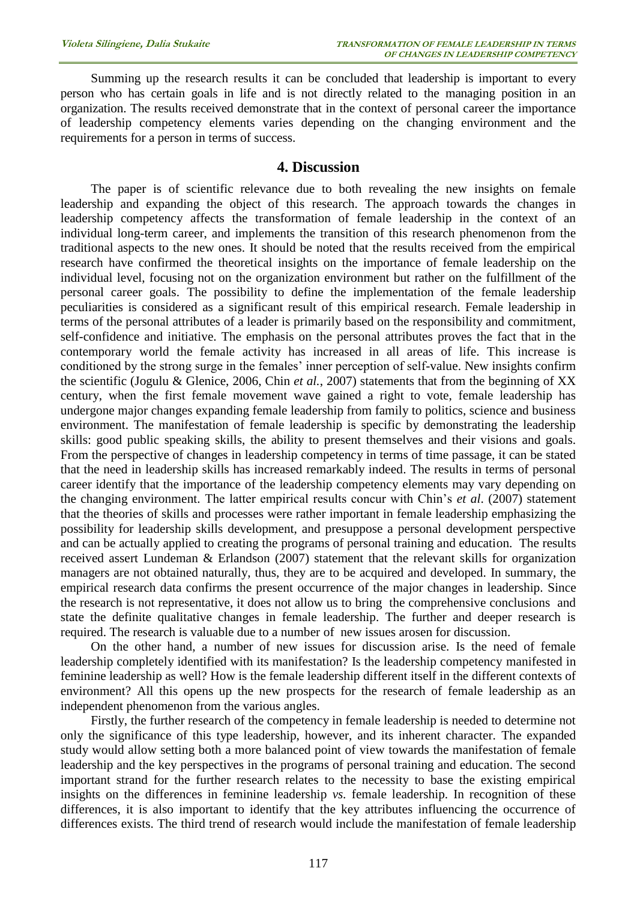Summing up the research results it can be concluded that leadership is important to every person who has certain goals in life and is not directly related to the managing position in an organization. The results received demonstrate that in the context of personal career the importance of leadership competency elements varies depending on the changing environment and the requirements for a person in terms of success.

## 4. Discussion

The paper is of scientific relevance due to both revealing the new insights on female leadership and expanding the object of this research. The approach towards the changes in leadership competency affects the transformation of female leadership in the context of an individual long-term career, and implements the transition of this research phenomenon from the traditional aspects to the new ones. It should be noted that the results received from the empirical research have confirmed the theoretical insights on the importance of female leadership on the individual level, focusing not on the organization environment but rather on the fulfillment of the personal career goals. The possibility to define the implementation of the female leadership peculiarities is considered as a significant result of this empirical research. Female leadership in terms of the personal attributes of a leader is primarily based on the responsibility and commitment, self-confidence and initiative. The emphasis on the personal attributes proves the fact that in the contemporary world the female activity has increased in all areas of life. This increase is conditioned by the strong surge in the females' inner perception of self-value. New insights confirm the scientific (Jogulu & Glenice, 2006, Chin *et al.*, 2007) statements that from the beginning of XX century, when the first female movement wave gained a right to vote, female leadership has undergone major changes expanding female leadership from family to politics, science and business environment. The manifestation of female leadership is specific by demonstrating the leadership skills: good public speaking skills, the ability to present themselves and their visions and goals. From the perspective of changes in leadership competency in terms of time passage, it can be stated that the need in leadership skills has increased remarkably indeed. The results in terms of personal career identify that the importance of the leadership competency elements may vary depending on the changing environment. The latter empirical results concur with Chin's *et al*. (2007) statement that the theories of skills and processes were rather important in female leadership emphasizing the possibility for leadership skills development, and presuppose a personal development perspective and can be actually applied to creating the programs of personal training and education. The results received assert Lundeman & Erlandson (2007) statement that the relevant skills for organization managers are not obtained naturally, thus, they are to be acquired and developed. In summary, the empirical research data confirms the present occurrence of the major changes in leadership. Since the research is not representative, it does not allow us to bring the comprehensive conclusions and state the definite qualitative changes in female leadership. The further and deeper research is required. The research is valuable due to a number of new issues arosen for discussion.

On the other hand, a number of new issues for discussion arise. Is the need of female leadership completely identified with its manifestation? Is the leadership competency manifested in feminine leadership as well? How is the female leadership different itself in the different contexts of environment? All this opens up the new prospects for the research of female leadership as an independent phenomenon from the various angles.

Firstly, the further research of the competency in female leadership is needed to determine not only the significance of this type leadership, however, and its inherent character. The expanded study would allow setting both a more balanced point of view towards the manifestation of female leadership and the key perspectives in the programs of personal training and education. The second important strand for the further research relates to the necessity to base the existing empirical insights on the differences in feminine leadership *vs.* female leadership. In recognition of these differences, it is also important to identify that the key attributes influencing the occurrence of differences exists. The third trend of research would include the manifestation of female leadership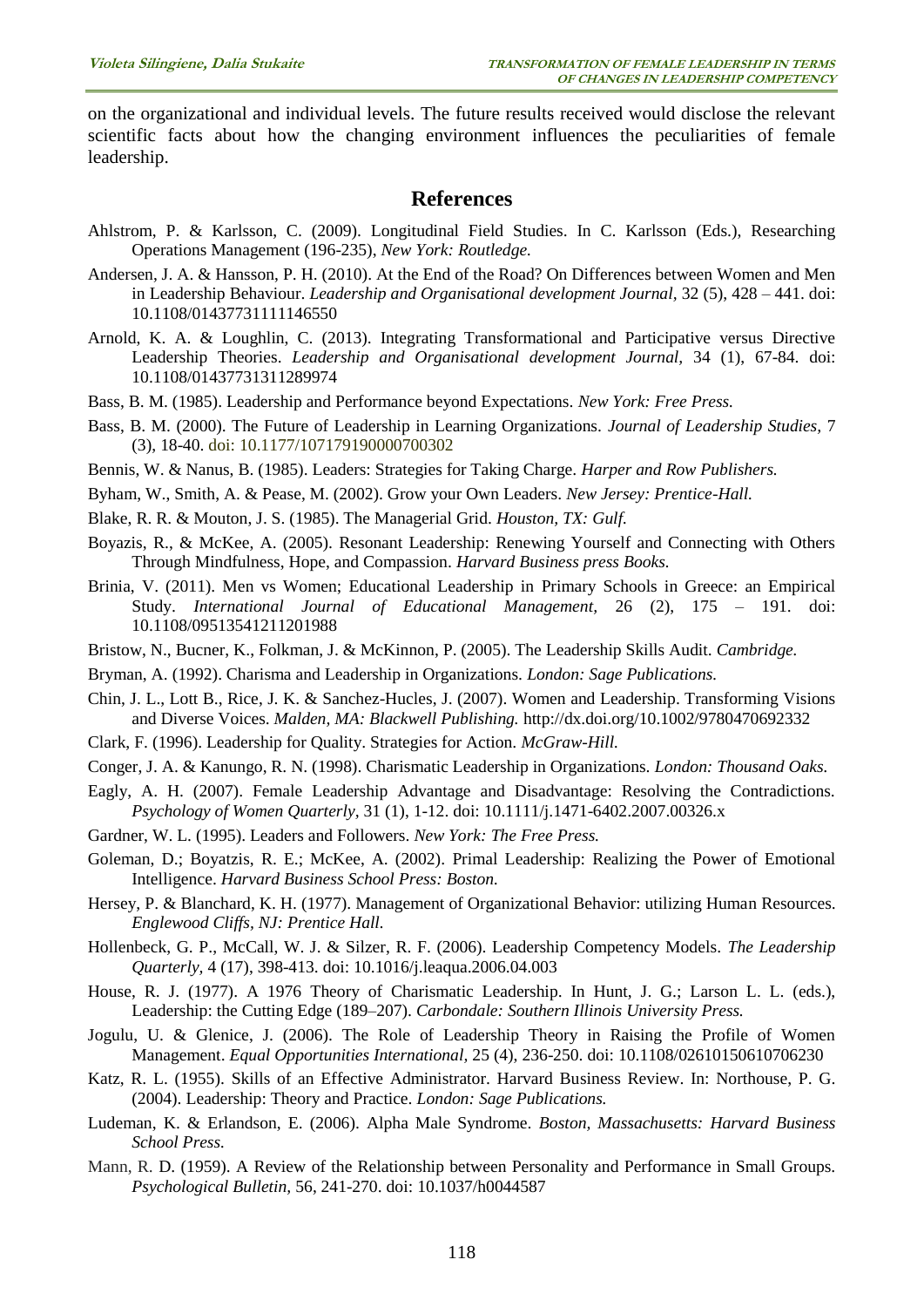on the organizational and individual levels. The future results received would disclose the relevant scientific facts about how the changing environment influences the peculiarities of female leadership.

## References

Ahlstrom, P. & Karlsson, C. (2009). Longitudinal Field Studies. In C. Karlsson (Eds.), Researching Operations Management (196-235), *New York: Routledge.*

Andersen, J. A. & Hansson, P. H. (2010). At the End of the Road? On Differences between Women and Men in Leadership Behaviour. *Leadership and Organisational development Journal,* 32 (5), 428 – 441. doi: 10.1108/01437731111146550

Arnold, K. A. & Loughlin, C. (2013). Integrating Transformational and Participative versus Directive Leadership Theories. *Leadership and Organisational development Journal,* 34 (1), 67-84. doi: 10.1108/01437731311289974

Bass, B. M. (1985). Leadership and Performance beyond Expectations. *New York: Free Press.*

Bass, B. M. (2000). The Future of Leadership in Learning Organizations. *Journal of Leadership Studies,* 7 (3), 18-40. doi: 10.1177/107179190000700302

Bennis, W. & Nanus, B. (1985). Leaders: Strategies for Taking Charge. *Harper and Row Publishers.*

Byham, W., Smith, A. & Pease, M. (2002). Grow your Own Leaders. *New Jersey: Prentice-Hall.*

Blake, R. R. & Mouton, J. S. (1985). The Managerial Grid. *Houston, TX: Gulf.*

Boyazis, R., & McKee, A. (2005). Resonant Leadership: Renewing Yourself and Connecting with Others Through Mindfulness, Hope, and Compassion. *Harvard Business press Books.*

Brinia, V. (2011). Men vs Women; Educational Leadership in Primary Schools in Greece: an Empirical Study. *International Journal of Educational Management,* 26 (2), 175 – 191. doi: 10.1108/09513541211201988

Bristow, N., Bucner, K., Folkman, J. & McKinnon, P. (2005). The Leadership Skills Audit. *Cambridge.*

Bryman, A. (1992). Charisma and Leadership in Organizations. *London: Sage Publications.*

Chin, J. L., Lott B., Rice, J. K. & Sanchez-Hucles, J. (2007). Women and Leadership. Transforming Visions and Diverse Voices. *Malden, MA: Blackwell Publishing.* http://dx.doi.org/10.1002/9780470692332

Clark, F. (1996). Leadership for Quality. Strategies for Action. *McGraw-Hill.*

Conger, J. A. & Kanungo, R. N. (1998). Charismatic Leadership in Organizations. *London: Thousand Oaks.*

Eagly, A. H. (2007). Female Leadership Advantage and Disadvantage: Resolving the Contradictions. *Psychology of Women Quarterly,* 31 (1), 1-12. doi: 10.1111/j.1471-6402.2007.00326.x

Gardner, W. L. (1995). Leaders and Followers. *New York: The Free Press.*

Goleman, D.; Boyatzis, R. E.; McKee, A. (2002). Primal Leadership: Realizing the Power of Emotional Intelligence. *Harvard Business School Press: Boston.*

Hersey, P. & Blanchard, K. H. (1977). Management of Organizational Behavior: utilizing Human Resources. *Englewood Cliffs, NJ: Prentice Hall.*

Hollenbeck, G. P., McCall, W. J. & Silzer, R. F. (2006). Leadership Competency Models. *The Leadership Quarterly,* 4 (17), 398-413. doi: 10.1016/j.leaqua.2006.04.003

House, R. J. (1977). A 1976 Theory of Charismatic Leadership. In Hunt, J. G.; Larson L. L. (eds.), Leadership: the Cutting Edge (189–207). *Carbondale: Southern Illinois University Press.*

Jogulu, U. & Glenice, J. (2006). The Role of Leadership Theory in Raising the Profile of Women Management. *Equal Opportunities International,* 25 (4), 236-250. doi: 10.1108/02610150610706230

Katz, R. L. (1955). Skills of an Effective Administrator. Harvard Business Review. In: Northouse, P. G. (2004). Leadership: Theory and Practice. *London: Sage Publications.*

Ludeman, K. & Erlandson, E. (2006). Alpha Male Syndrome. *Boston, Massachusetts: Harvard Business School Press.*

Mann, R. D. (1959). A Review of the Relationship between Personality and Performance in Small Groups. *Psychological Bulletin,* 56, 241-270. doi: 10.1037/h0044587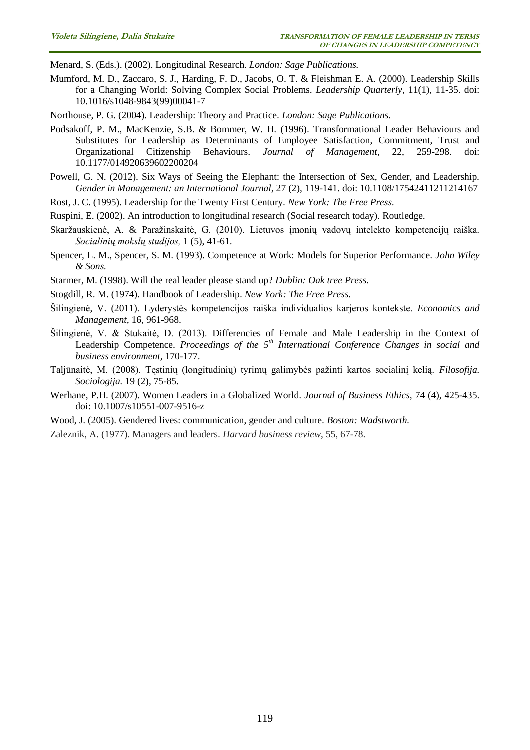Menard, S. (Eds.). (2002). Longitudinal Research. *London: Sage Publications.*

Mumford, M. D., Zaccaro, S. J., Harding, F. D., Jacobs, O. T. & Fleishman E. A. (2000). Leadership Skills for a Changing World: Solving Complex Social Problems. *Leadership Quarterly*, 11(1), 11-35. doi: 10.1016/s1048-9843(99)00041-7

Northouse, P. G. (2004). Leadership: Theory and Practice. *London: Sage Publications.*

Podsakoff, P. M., MacKenzie, S.B. & Bommer, W. H. (1996). Transformational Leader Behaviours and Substitutes for Leadership as Determinants of Employee Satisfaction, Commitment, Trust and Organizational Citizenship Behaviours. *Journal of Management*, 22, 259-298. doi: 10.1177/014920639602200204

Powell, G. N. (2012). Six Ways of Seeing the Elephant: the Intersection of Sex, Gender, and Leadership. *Gender in Management: an International Journal*, 27 (2), 119-141. doi: 10.1108/17542411211214167

Rost, J. C. (1995). Leadership for the Twenty First Century. *New York: The Free Press.*

Ruspini, E. (2002). An introduction to longitudinal research (Social research today). Routledge.

Skaržauskienė, A. & Paražinskaitė, G. (2010). Lietuvos įmonių vadovų intelekto kompetencijų raiška. *Socialinių mokslų studijos,* 1 (5), 41-61.

Spencer, L. M., Spencer, S. M. (1993). Competence at Work: Models for Superior Performance. *John Wiley & Sons.*

Starmer, M. (1998). Will the real leader please stand up? *Dublin: Oak tree Press.*

Stogdill, R. M. (1974). Handbook of Leadership. *New York: The Free Press.*

Šilingienė, V. (2011). Lyderystės kompetencijos raiška individualios karjeros kontekste. *Economics and Management,* 16, 961-968.

Šilingienė, V. & Stukaitė, D. (2013). Differencies of Female and Male Leadership in the Context of Leadership Competence. *Proceedings of the 5th International Conference Changes in social and business environment*, 170-177.

Taljūnaitė, M. (2008). Tęstinių (longitudinių) tyrimų galimybės pažinti kartos socialinį kelią. *Filosofija. Sociologija.* 19 (2), 75-85.

Werhane, P.H. (2007). Women Leaders in a Globalized World. *Journal of Business Ethics,* 74 (4), 425-435. doi: 10.1007/s10551-007-9516-z

Wood, J. (2005). Gendered lives: communication, gender and culture. *Boston: Wadstworth.*

Zaleznik, A. (1977). Managers and leaders. *Harvard business review*, 55, 67-78.